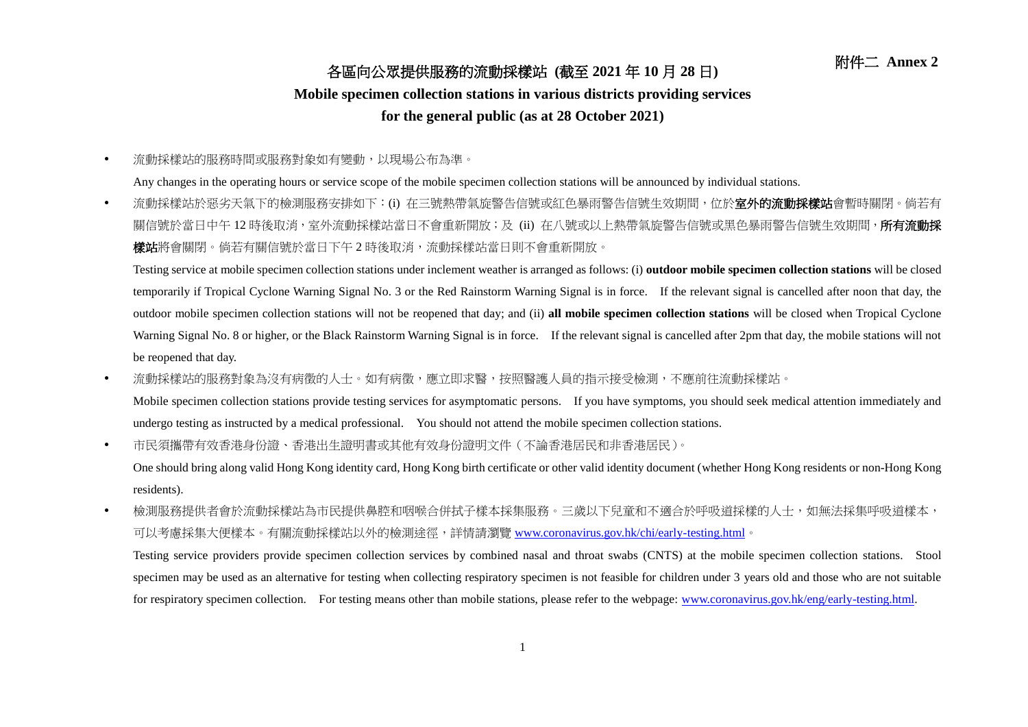附件二 **Annex 2**

# 各區向公眾提供服務的流動採樣站 (截至 2021 年 10 月 28 日)

# Mobile specimen collection stations in various districts providing services for the general public (as at 28 October 2021)

- 流動採樣站的服務時間或服務對象如有變動，以現場公布為準。

  Any changes in the operating hours or service scope of the mobile specimen collection stations will be announced by individual stations.

- 流動採樣站於惡劣天氣下的檢測服務安排如下：(i) 在三號熱帶氣旋警告信號或紅色暴雨警告信號生效期間，位於**室外的流動採樣站**會暫時關閉。倘若有關信號於當日中午 12 時後取消，室外流動採樣站當日不會重新開放；及 (ii) 在八號或以上熱帶氣旋警告信號或黑色暴雨警告信號生效期間，**所有流動採樣站**將會關閉。倘若有關信號於當日下午 2 時後取消，流動採樣站當日則不會重新開放。

  Testing service at mobile specimen collection stations under inclement weather is arranged as follows: (i) **outdoor mobile specimen collection stations** will be closed temporarily if Tropical Cyclone Warning Signal No. 3 or the Red Rainstorm Warning Signal is in force. If the relevant signal is cancelled after noon that day, the outdoor mobile specimen collection stations will not be reopened that day; and (ii) **all mobile specimen collection stations** will be closed when Tropical Cyclone Warning Signal No. 8 or higher, or the Black Rainstorm Warning Signal is in force. If the relevant signal is cancelled after 2pm that day, the mobile stations will not be reopened that day.

- 流動採樣站的服務對象為沒有病徵的人士。如有病徵，應立即求醫，按照醫護人員的指示接受檢測，不應前往流動採樣站。

  Mobile specimen collection stations provide testing services for asymptomatic persons. If you have symptoms, you should seek medical attention immediately and undergo testing as instructed by a medical professional. You should not attend the mobile specimen collection stations.

- 市民須攜帶有效香港身份證、香港出生證明書或其他有效身份證明文件（不論香港居民和非香港居民）。

  One should bring along valid Hong Kong identity card, Hong Kong birth certificate or other valid identity document (whether Hong Kong residents or non-Hong Kong residents).

- 檢測服務提供者會於流動採樣站為市民提供鼻腔和咽喉合併拭子樣本採集服務。三歲以下兒童和不適合於呼吸道採樣的人士，如無法採集呼吸道樣本，可以考慮採集大便樣本。有關流動採樣站以外的檢測途徑，詳情請瀏覽 www.coronavirus.gov.hk/chi/early-testing.html。

  Testing service providers provide specimen collection services by combined nasal and throat swabs (CNTS) at the mobile specimen collection stations. Stool specimen may be used as an alternative for testing when collecting respiratory specimen is not feasible for children under 3 years old and those who are not suitable for respiratory specimen collection. For testing means other than mobile stations, please refer to the webpage: www.coronavirus.gov.hk/eng/early-testing.html.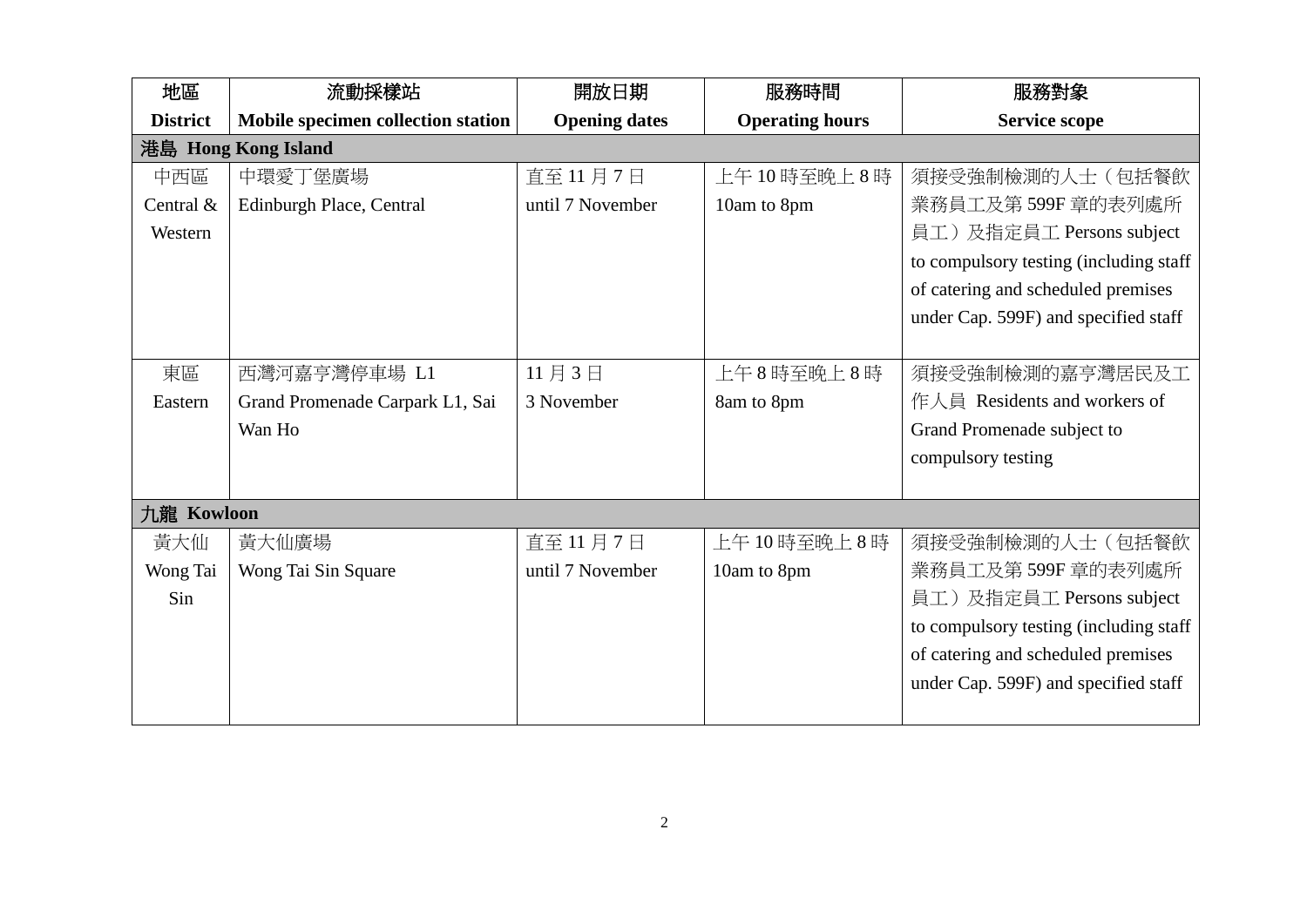| 地區<br>**District** | 流動採樣站<br>**Mobile specimen collection station** | 開放日期<br>**Opening dates** | 服務時間<br>**Operating hours** | 服務對象<br>**Service scope** |
|---|---|---|---|---|
| **港島 Hong Kong Island** | | | | |
| 中西區<br>Central & Western | 中環愛丁堡廣場<br>Edinburgh Place, Central | 直至 11 月 7 日<br>until 7 November | 上午 10 時至晚上 8 時<br>10am to 8pm | 須接受強制檢測的人士（包括餐飲業務員工及第 599F 章的表列處所員工）及指定員工 Persons subject to compulsory testing (including staff of catering and scheduled premises under Cap. 599F) and specified staff |
| 東區<br>Eastern | 西灣河嘉亨灣停車場 L1<br>Grand Promenade Carpark L1, Sai Wan Ho | 11 月 3 日<br>3 November | 上午 8 時至晚上 8 時<br>8am to 8pm | 須接受強制檢測的嘉亨灣居民及工作人員 Residents and workers of Grand Promenade subject to compulsory testing |
| **九龍 Kowloon** | | | | |
| 黃大仙<br>Wong Tai Sin | 黃大仙廣場<br>Wong Tai Sin Square | 直至 11 月 7 日<br>until 7 November | 上午 10 時至晚上 8 時<br>10am to 8pm | 須接受強制檢測的人士（包括餐飲業務員工及第 599F 章的表列處所員工）及指定員工 Persons subject to compulsory testing (including staff of catering and scheduled premises under Cap. 599F) and specified staff |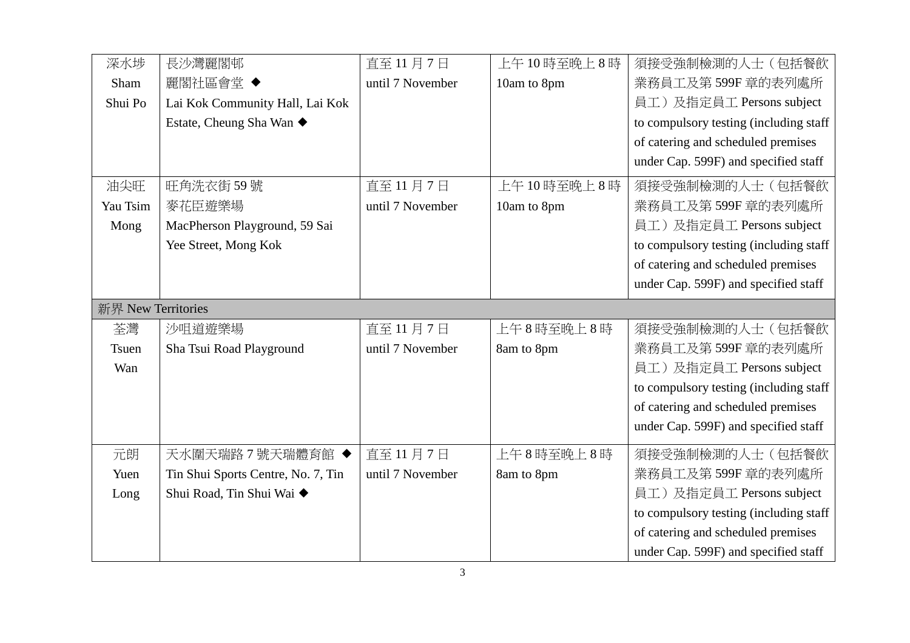| | | | | |
|---|---|---|---|---|
| 深水埗 Sham Shui Po | 長沙灣麗閣邨麗閣社區會堂 ◆ Lai Kok Community Hall, Lai Kok Estate, Cheung Sha Wan ◆ | 直至 11 月 7 日 until 7 November | 上午 10 時至晚上 8 時 10am to 8pm | 須接受強制檢測的人士（包括餐飲業務員工及第 599F 章的表列處所員工）及指定員工 Persons subject to compulsory testing (including staff of catering and scheduled premises under Cap. 599F) and specified staff |
| 油尖旺 Yau Tsim Mong | 旺角洗衣街 59 號麥花臣遊樂場 MacPherson Playground, 59 Sai Yee Street, Mong Kok | 直至 11 月 7 日 until 7 November | 上午 10 時至晚上 8 時 10am to 8pm | 須接受強制檢測的人士（包括餐飲業務員工及第 599F 章的表列處所員工）及指定員工 Persons subject to compulsory testing (including staff of catering and scheduled premises under Cap. 599F) and specified staff |
| 新界 New Territories | | | | |
| 荃灣 Tsuen Wan | 沙咀道遊樂場 Sha Tsui Road Playground | 直至 11 月 7 日 until 7 November | 上午 8 時至晚上 8 時 8am to 8pm | 須接受強制檢測的人士（包括餐飲業務員工及第 599F 章的表列處所員工）及指定員工 Persons subject to compulsory testing (including staff of catering and scheduled premises under Cap. 599F) and specified staff |
| 元朗 Yuen Long | 天水圍天瑞路 7 號天瑞體育館 ◆ Tin Shui Sports Centre, No. 7, Tin Shui Road, Tin Shui Wai ◆ | 直至 11 月 7 日 until 7 November | 上午 8 時至晚上 8 時 8am to 8pm | 須接受強制檢測的人士（包括餐飲業務員工及第 599F 章的表列處所員工）及指定員工 Persons subject to compulsory testing (including staff of catering and scheduled premises under Cap. 599F) and specified staff |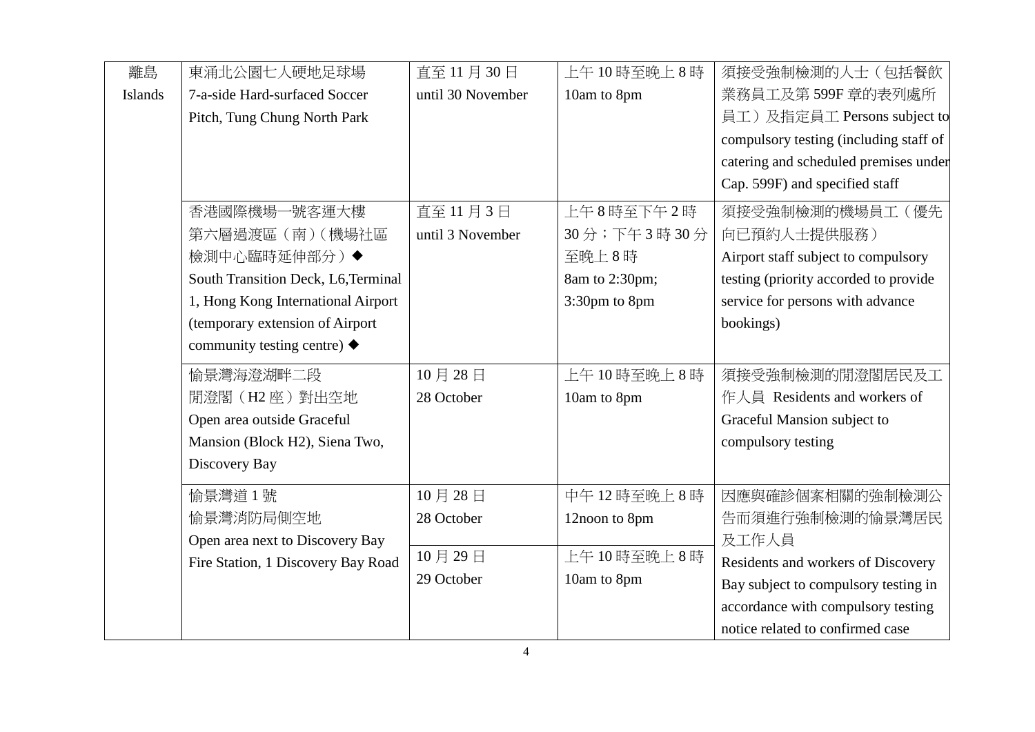| 離島 Islands | 東涌北公園七人硬地足球場 7-a-side Hard-surfaced Soccer Pitch, Tung Chung North Park | 直至 11 月 30 日 until 30 November | 上午 10 時至晚上 8 時 10am to 8pm | 須接受強制檢測的人士（包括餐飲業務員工及第 599F 章的表列處所員工）及指定員工 Persons subject to compulsory testing (including staff of catering and scheduled premises under Cap. 599F) and specified staff |
|---|---|---|---|---|
| | 香港國際機場一號客運大樓第六層過渡區（南）（機場社區檢測中心臨時延伸部分）◆ South Transition Deck, L6,Terminal 1, Hong Kong International Airport (temporary extension of Airport community testing centre) ◆ | 直至 11 月 3 日 until 3 November | 上午 8 時至下午 2 時 30 分；下午 3 時 30 分至晚上 8 時 8am to 2:30pm; 3:30pm to 8pm | 須接受強制檢測的機場員工（優先向已預約人士提供服務） Airport staff subject to compulsory testing (priority accorded to provide service for persons with advance bookings) |
| | 愉景灣海澄湖畔二段閒澄閣（H2 座）對出空地 Open area outside Graceful Mansion (Block H2), Siena Two, Discovery Bay | 10 月 28 日 28 October | 上午 10 時至晚上 8 時 10am to 8pm | 須接受強制檢測的閒澄閣居民及工作人員 Residents and workers of Graceful Mansion subject to compulsory testing |
| | 愉景灣道 1 號愉景灣消防局側空地 Open area next to Discovery Bay Fire Station, 1 Discovery Bay Road | 10 月 28 日 28 October | 中午 12 時至晚上 8 時 12noon to 8pm | 因應與確診個案相關的強制檢測公告而須進行強制檢測的愉景灣居民及工作人員 Residents and workers of Discovery Bay subject to compulsory testing in accordance with compulsory testing notice related to confirmed case |
| | | 10 月 29 日 29 October | 上午 10 時至晚上 8 時 10am to 8pm | |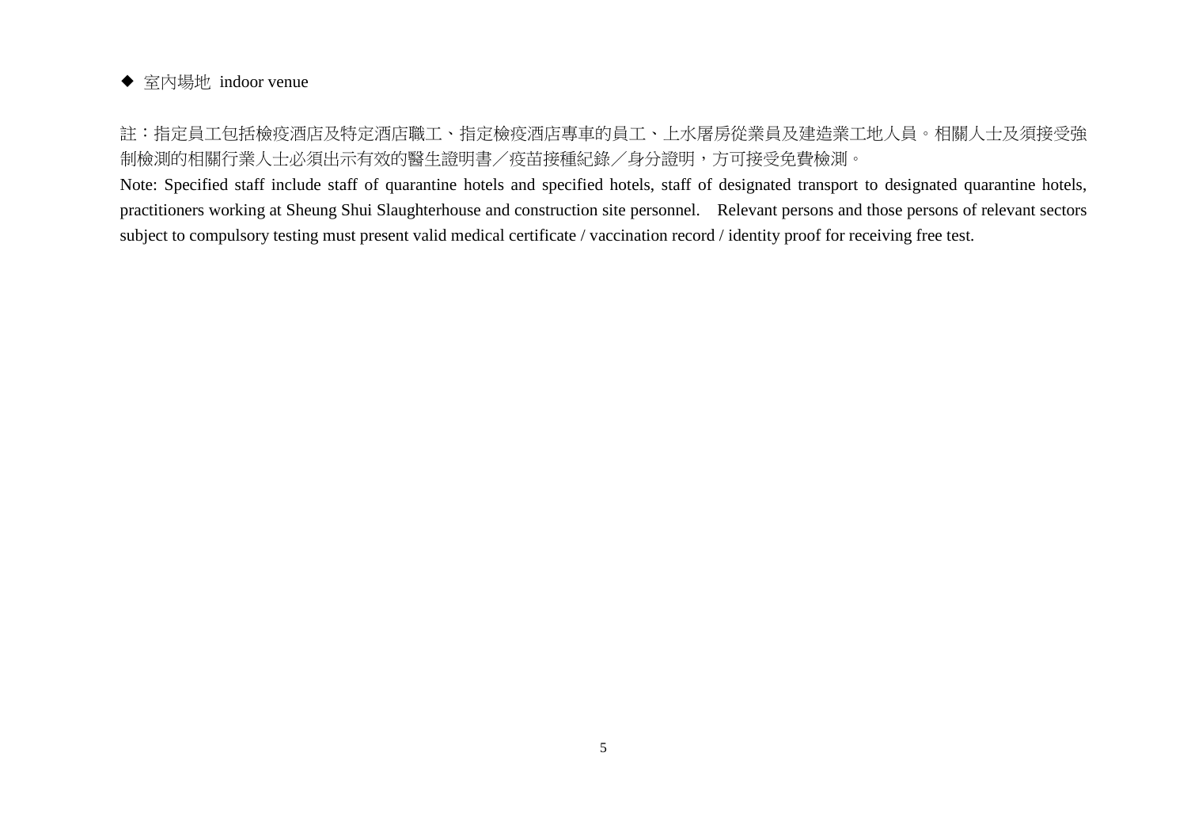◆ 室內場地 indoor venue

註：指定員工包括檢疫酒店及特定酒店職工、指定檢疫酒店專車的員工、上水屠房從業員及建造業工地人員。相關人士及須接受強制檢測的相關行業人士必須出示有效的醫生證明書／疫苗接種紀錄／身分證明，方可接受免費檢測。

Note: Specified staff include staff of quarantine hotels and specified hotels, staff of designated transport to designated quarantine hotels, practitioners working at Sheung Shui Slaughterhouse and construction site personnel. Relevant persons and those persons of relevant sectors subject to compulsory testing must present valid medical certificate / vaccination record / identity proof for receiving free test.